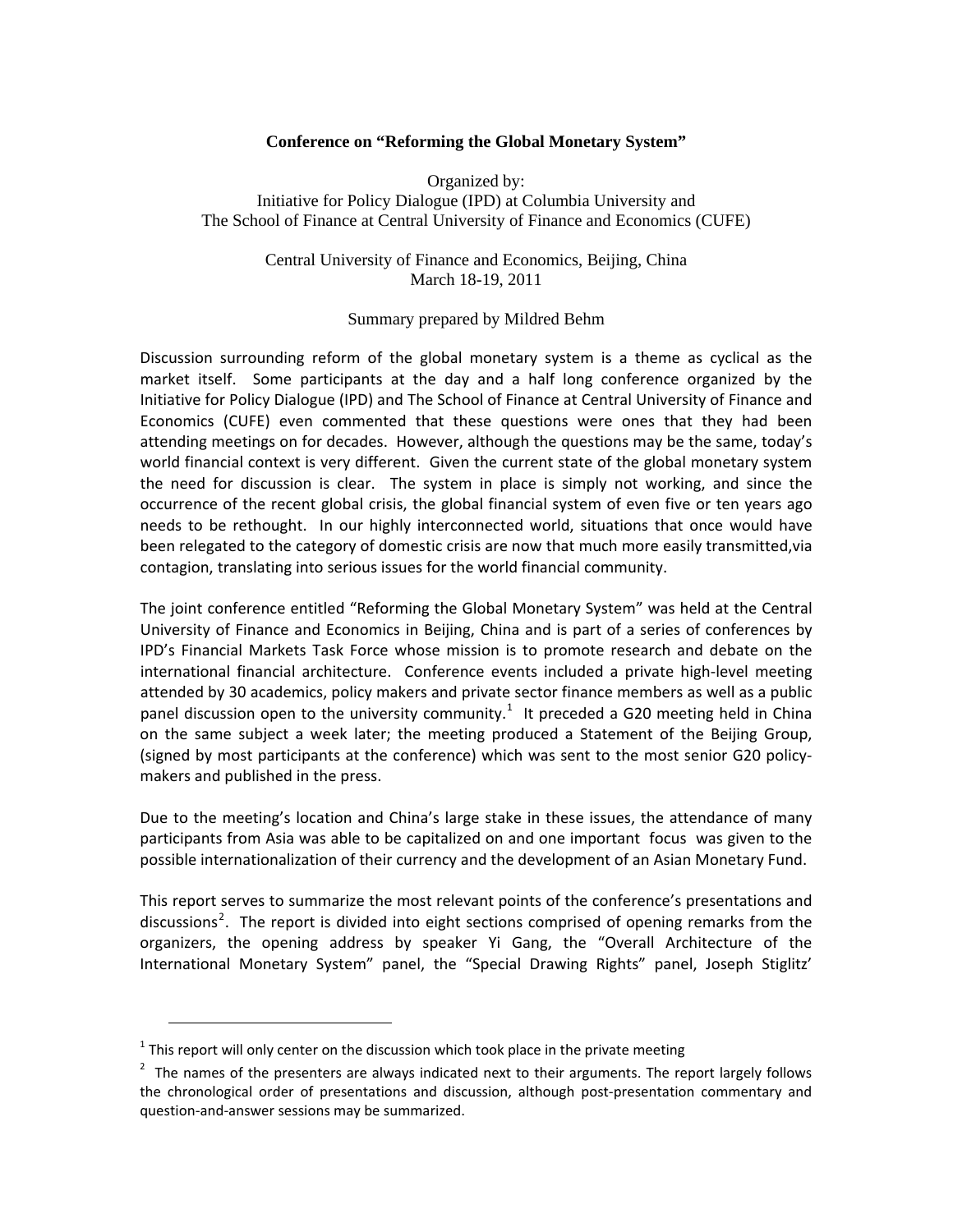**Conference on "Reforming the Global Monetary System"**

Organized by:
Initiative for Policy Dialogue (IPD) at Columbia University and
The School of Finance at Central University of Finance and Economics (CUFE)

Central University of Finance and Economics, Beijing, China
March 18-19, 2011

Summary prepared by Mildred Behm

Discussion surrounding reform of the global monetary system is a theme as cyclical as the market itself. Some participants at the day and a half long conference organized by the Initiative for Policy Dialogue (IPD) and The School of Finance at Central University of Finance and Economics (CUFE) even commented that these questions were ones that they had been attending meetings on for decades. However, although the questions may be the same, today's world financial context is very different. Given the current state of the global monetary system the need for discussion is clear. The system in place is simply not working, and since the occurrence of the recent global crisis, the global financial system of even five or ten years ago needs to be rethought. In our highly interconnected world, situations that once would have been relegated to the category of domestic crisis are now that much more easily transmitted,via contagion, translating into serious issues for the world financial community.

The joint conference entitled "Reforming the Global Monetary System" was held at the Central University of Finance and Economics in Beijing, China and is part of a series of conferences by IPD's Financial Markets Task Force whose mission is to promote research and debate on the international financial architecture. Conference events included a private high-level meeting attended by 30 academics, policy makers and private sector finance members as well as a public panel discussion open to the university community.[1] It preceded a G20 meeting held in China on the same subject a week later; the meeting produced a Statement of the Beijing Group, (signed by most participants at the conference) which was sent to the most senior G20 policy-makers and published in the press.

Due to the meeting's location and China's large stake in these issues, the attendance of many participants from Asia was able to be capitalized on and one important focus was given to the possible internationalization of their currency and the development of an Asian Monetary Fund.

This report serves to summarize the most relevant points of the conference's presentations and discussions[2]. The report is divided into eight sections comprised of opening remarks from the organizers, the opening address by speaker Yi Gang, the "Overall Architecture of the International Monetary System" panel, the "Special Drawing Rights" panel, Joseph Stiglitz'

---

[1] This report will only center on the discussion which took place in the private meeting

[2] The names of the presenters are always indicated next to their arguments. The report largely follows the chronological order of presentations and discussion, although post-presentation commentary and question-and-answer sessions may be summarized.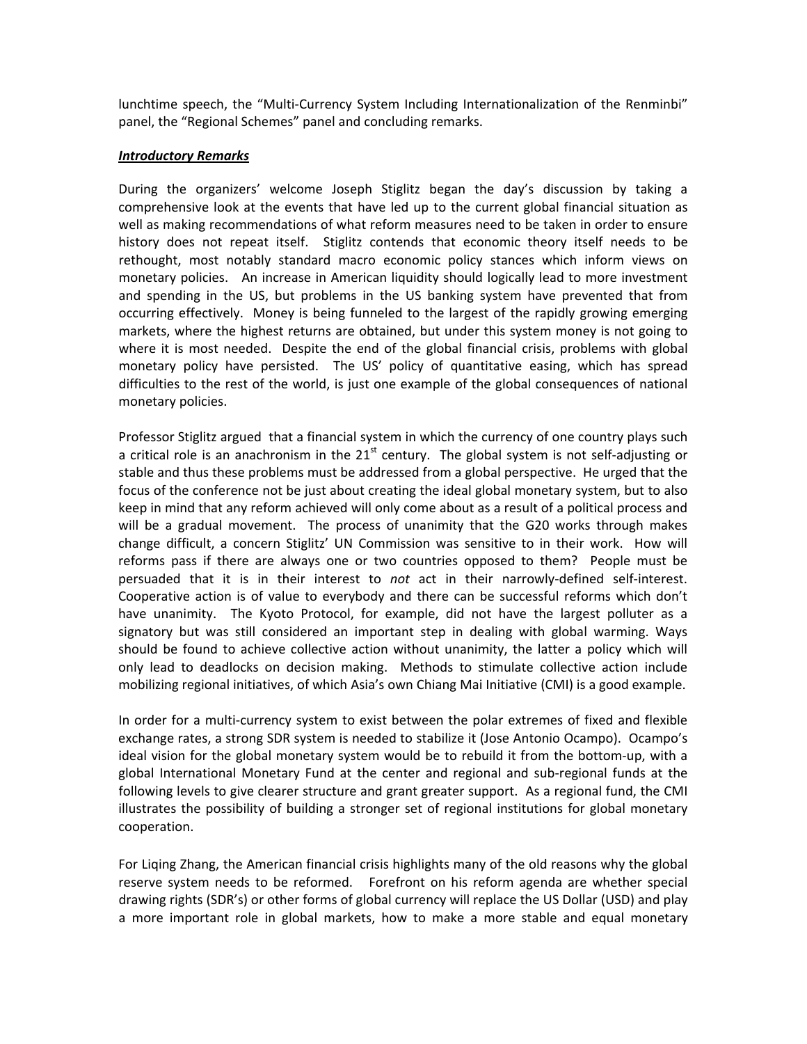lunchtime speech, the "Multi-Currency System Including Internationalization of the Renminbi" panel, the "Regional Schemes" panel and concluding remarks.

***Introductory Remarks***

During the organizers' welcome Joseph Stiglitz began the day's discussion by taking a comprehensive look at the events that have led up to the current global financial situation as well as making recommendations of what reform measures need to be taken in order to ensure history does not repeat itself. Stiglitz contends that economic theory itself needs to be rethought, most notably standard macro economic policy stances which inform views on monetary policies. An increase in American liquidity should logically lead to more investment and spending in the US, but problems in the US banking system have prevented that from occurring effectively. Money is being funneled to the largest of the rapidly growing emerging markets, where the highest returns are obtained, but under this system money is not going to where it is most needed. Despite the end of the global financial crisis, problems with global monetary policy have persisted. The US' policy of quantitative easing, which has spread difficulties to the rest of the world, is just one example of the global consequences of national monetary policies.

Professor Stiglitz argued that a financial system in which the currency of one country plays such a critical role is an anachronism in the 21st century. The global system is not self-adjusting or stable and thus these problems must be addressed from a global perspective. He urged that the focus of the conference not be just about creating the ideal global monetary system, but to also keep in mind that any reform achieved will only come about as a result of a political process and will be a gradual movement. The process of unanimity that the G20 works through makes change difficult, a concern Stiglitz' UN Commission was sensitive to in their work. How will reforms pass if there are always one or two countries opposed to them? People must be persuaded that it is in their interest to *not* act in their narrowly-defined self-interest. Cooperative action is of value to everybody and there can be successful reforms which don't have unanimity. The Kyoto Protocol, for example, did not have the largest polluter as a signatory but was still considered an important step in dealing with global warming. Ways should be found to achieve collective action without unanimity, the latter a policy which will only lead to deadlocks on decision making. Methods to stimulate collective action include mobilizing regional initiatives, of which Asia's own Chiang Mai Initiative (CMI) is a good example.

In order for a multi-currency system to exist between the polar extremes of fixed and flexible exchange rates, a strong SDR system is needed to stabilize it (Jose Antonio Ocampo). Ocampo's ideal vision for the global monetary system would be to rebuild it from the bottom-up, with a global International Monetary Fund at the center and regional and sub-regional funds at the following levels to give clearer structure and grant greater support. As a regional fund, the CMI illustrates the possibility of building a stronger set of regional institutions for global monetary cooperation.

For Liqing Zhang, the American financial crisis highlights many of the old reasons why the global reserve system needs to be reformed. Forefront on his reform agenda are whether special drawing rights (SDR's) or other forms of global currency will replace the US Dollar (USD) and play a more important role in global markets, how to make a more stable and equal monetary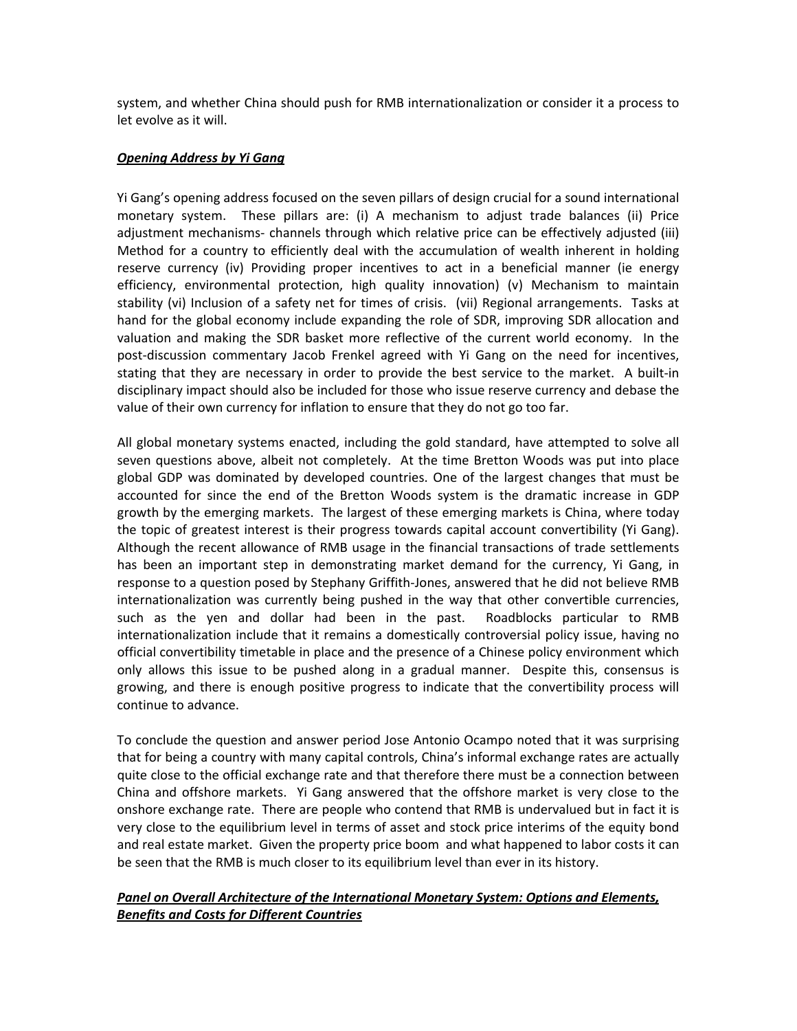system, and whether China should push for RMB internationalization or consider it a process to let evolve as it will.

***Opening Address by Yi Gang***

Yi Gang's opening address focused on the seven pillars of design crucial for a sound international monetary system. These pillars are: (i) A mechanism to adjust trade balances (ii) Price adjustment mechanisms- channels through which relative price can be effectively adjusted (iii) Method for a country to efficiently deal with the accumulation of wealth inherent in holding reserve currency (iv) Providing proper incentives to act in a beneficial manner (ie energy efficiency, environmental protection, high quality innovation) (v) Mechanism to maintain stability (vi) Inclusion of a safety net for times of crisis. (vii) Regional arrangements. Tasks at hand for the global economy include expanding the role of SDR, improving SDR allocation and valuation and making the SDR basket more reflective of the current world economy. In the post-discussion commentary Jacob Frenkel agreed with Yi Gang on the need for incentives, stating that they are necessary in order to provide the best service to the market. A built-in disciplinary impact should also be included for those who issue reserve currency and debase the value of their own currency for inflation to ensure that they do not go too far.

All global monetary systems enacted, including the gold standard, have attempted to solve all seven questions above, albeit not completely. At the time Bretton Woods was put into place global GDP was dominated by developed countries. One of the largest changes that must be accounted for since the end of the Bretton Woods system is the dramatic increase in GDP growth by the emerging markets. The largest of these emerging markets is China, where today the topic of greatest interest is their progress towards capital account convertibility (Yi Gang). Although the recent allowance of RMB usage in the financial transactions of trade settlements has been an important step in demonstrating market demand for the currency, Yi Gang, in response to a question posed by Stephany Griffith-Jones, answered that he did not believe RMB internationalization was currently being pushed in the way that other convertible currencies, such as the yen and dollar had been in the past. Roadblocks particular to RMB internationalization include that it remains a domestically controversial policy issue, having no official convertibility timetable in place and the presence of a Chinese policy environment which only allows this issue to be pushed along in a gradual manner. Despite this, consensus is growing, and there is enough positive progress to indicate that the convertibility process will continue to advance.

To conclude the question and answer period Jose Antonio Ocampo noted that it was surprising that for being a country with many capital controls, China's informal exchange rates are actually quite close to the official exchange rate and that therefore there must be a connection between China and offshore markets. Yi Gang answered that the offshore market is very close to the onshore exchange rate. There are people who contend that RMB is undervalued but in fact it is very close to the equilibrium level in terms of asset and stock price interims of the equity bond and real estate market. Given the property price boom and what happened to labor costs it can be seen that the RMB is much closer to its equilibrium level than ever in its history.

***Panel on Overall Architecture of the International Monetary System: Options and Elements, Benefits and Costs for Different Countries***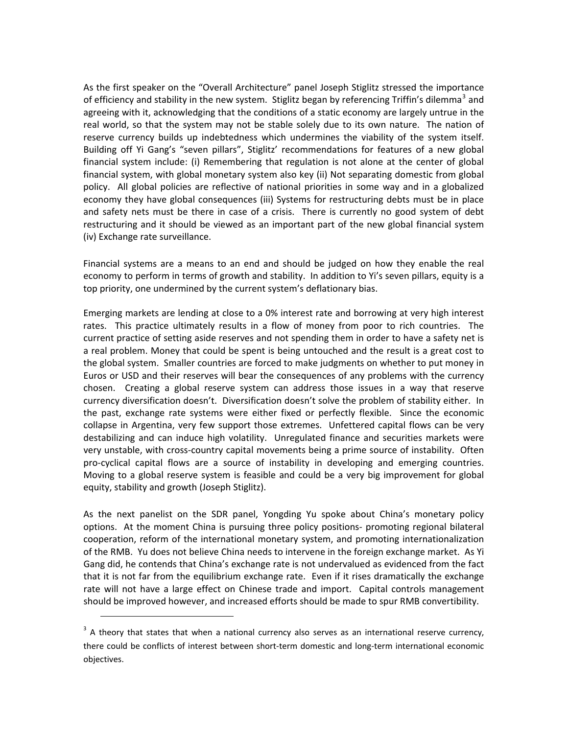As the first speaker on the "Overall Architecture" panel Joseph Stiglitz stressed the importance of efficiency and stability in the new system. Stiglitz began by referencing Triffin's dilemma[3] and agreeing with it, acknowledging that the conditions of a static economy are largely untrue in the real world, so that the system may not be stable solely due to its own nature. The nation of reserve currency builds up indebtedness which undermines the viability of the system itself. Building off Yi Gang's "seven pillars", Stiglitz' recommendations for features of a new global financial system include: (i) Remembering that regulation is not alone at the center of global financial system, with global monetary system also key (ii) Not separating domestic from global policy. All global policies are reflective of national priorities in some way and in a globalized economy they have global consequences (iii) Systems for restructuring debts must be in place and safety nets must be there in case of a crisis. There is currently no good system of debt restructuring and it should be viewed as an important part of the new global financial system (iv) Exchange rate surveillance.

Financial systems are a means to an end and should be judged on how they enable the real economy to perform in terms of growth and stability. In addition to Yi's seven pillars, equity is a top priority, one undermined by the current system's deflationary bias.

Emerging markets are lending at close to a 0% interest rate and borrowing at very high interest rates. This practice ultimately results in a flow of money from poor to rich countries. The current practice of setting aside reserves and not spending them in order to have a safety net is a real problem. Money that could be spent is being untouched and the result is a great cost to the global system. Smaller countries are forced to make judgments on whether to put money in Euros or USD and their reserves will bear the consequences of any problems with the currency chosen. Creating a global reserve system can address those issues in a way that reserve currency diversification doesn't. Diversification doesn't solve the problem of stability either. In the past, exchange rate systems were either fixed or perfectly flexible. Since the economic collapse in Argentina, very few support those extremes. Unfettered capital flows can be very destabilizing and can induce high volatility. Unregulated finance and securities markets were very unstable, with cross-country capital movements being a prime source of instability. Often pro-cyclical capital flows are a source of instability in developing and emerging countries. Moving to a global reserve system is feasible and could be a very big improvement for global equity, stability and growth (Joseph Stiglitz).

As the next panelist on the SDR panel, Yongding Yu spoke about China's monetary policy options. At the moment China is pursuing three policy positions- promoting regional bilateral cooperation, reform of the international monetary system, and promoting internationalization of the RMB. Yu does not believe China needs to intervene in the foreign exchange market. As Yi Gang did, he contends that China's exchange rate is not undervalued as evidenced from the fact that it is not far from the equilibrium exchange rate. Even if it rises dramatically the exchange rate will not have a large effect on Chinese trade and import. Capital controls management should be improved however, and increased efforts should be made to spur RMB convertibility.

---

[3] A theory that states that when a national currency also serves as an international reserve currency, there could be conflicts of interest between short-term domestic and long-term international economic objectives.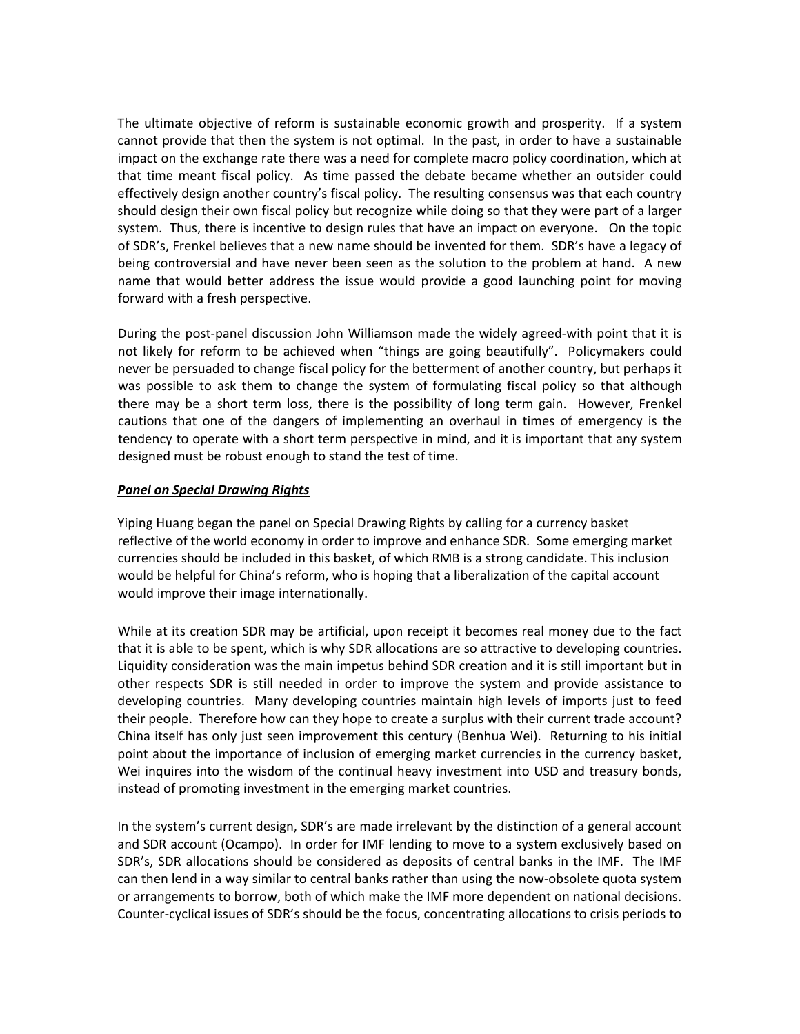The ultimate objective of reform is sustainable economic growth and prosperity. If a system cannot provide that then the system is not optimal. In the past, in order to have a sustainable impact on the exchange rate there was a need for complete macro policy coordination, which at that time meant fiscal policy. As time passed the debate became whether an outsider could effectively design another country's fiscal policy. The resulting consensus was that each country should design their own fiscal policy but recognize while doing so that they were part of a larger system. Thus, there is incentive to design rules that have an impact on everyone. On the topic of SDR's, Frenkel believes that a new name should be invented for them. SDR's have a legacy of being controversial and have never been seen as the solution to the problem at hand. A new name that would better address the issue would provide a good launching point for moving forward with a fresh perspective.

During the post-panel discussion John Williamson made the widely agreed-with point that it is not likely for reform to be achieved when "things are going beautifully". Policymakers could never be persuaded to change fiscal policy for the betterment of another country, but perhaps it was possible to ask them to change the system of formulating fiscal policy so that although there may be a short term loss, there is the possibility of long term gain. However, Frenkel cautions that one of the dangers of implementing an overhaul in times of emergency is the tendency to operate with a short term perspective in mind, and it is important that any system designed must be robust enough to stand the test of time.

***Panel on Special Drawing Rights***

Yiping Huang began the panel on Special Drawing Rights by calling for a currency basket reflective of the world economy in order to improve and enhance SDR. Some emerging market currencies should be included in this basket, of which RMB is a strong candidate. This inclusion would be helpful for China's reform, who is hoping that a liberalization of the capital account would improve their image internationally.

While at its creation SDR may be artificial, upon receipt it becomes real money due to the fact that it is able to be spent, which is why SDR allocations are so attractive to developing countries. Liquidity consideration was the main impetus behind SDR creation and it is still important but in other respects SDR is still needed in order to improve the system and provide assistance to developing countries. Many developing countries maintain high levels of imports just to feed their people. Therefore how can they hope to create a surplus with their current trade account? China itself has only just seen improvement this century (Benhua Wei). Returning to his initial point about the importance of inclusion of emerging market currencies in the currency basket, Wei inquires into the wisdom of the continual heavy investment into USD and treasury bonds, instead of promoting investment in the emerging market countries.

In the system's current design, SDR's are made irrelevant by the distinction of a general account and SDR account (Ocampo). In order for IMF lending to move to a system exclusively based on SDR's, SDR allocations should be considered as deposits of central banks in the IMF. The IMF can then lend in a way similar to central banks rather than using the now-obsolete quota system or arrangements to borrow, both of which make the IMF more dependent on national decisions. Counter-cyclical issues of SDR's should be the focus, concentrating allocations to crisis periods to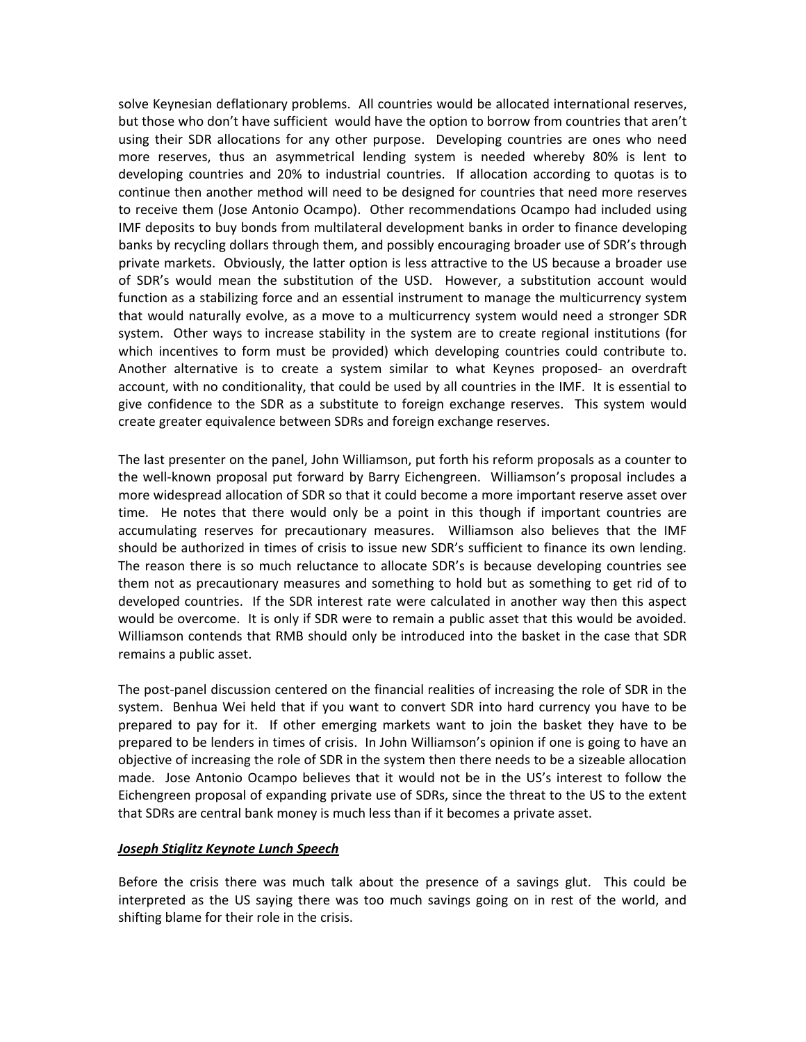solve Keynesian deflationary problems. All countries would be allocated international reserves, but those who don't have sufficient would have the option to borrow from countries that aren't using their SDR allocations for any other purpose. Developing countries are ones who need more reserves, thus an asymmetrical lending system is needed whereby 80% is lent to developing countries and 20% to industrial countries. If allocation according to quotas is to continue then another method will need to be designed for countries that need more reserves to receive them (Jose Antonio Ocampo). Other recommendations Ocampo had included using IMF deposits to buy bonds from multilateral development banks in order to finance developing banks by recycling dollars through them, and possibly encouraging broader use of SDR's through private markets. Obviously, the latter option is less attractive to the US because a broader use of SDR's would mean the substitution of the USD. However, a substitution account would function as a stabilizing force and an essential instrument to manage the multicurrency system that would naturally evolve, as a move to a multicurrency system would need a stronger SDR system. Other ways to increase stability in the system are to create regional institutions (for which incentives to form must be provided) which developing countries could contribute to. Another alternative is to create a system similar to what Keynes proposed- an overdraft account, with no conditionality, that could be used by all countries in the IMF. It is essential to give confidence to the SDR as a substitute to foreign exchange reserves. This system would create greater equivalence between SDRs and foreign exchange reserves.

The last presenter on the panel, John Williamson, put forth his reform proposals as a counter to the well-known proposal put forward by Barry Eichengreen. Williamson's proposal includes a more widespread allocation of SDR so that it could become a more important reserve asset over time. He notes that there would only be a point in this though if important countries are accumulating reserves for precautionary measures. Williamson also believes that the IMF should be authorized in times of crisis to issue new SDR's sufficient to finance its own lending. The reason there is so much reluctance to allocate SDR's is because developing countries see them not as precautionary measures and something to hold but as something to get rid of to developed countries. If the SDR interest rate were calculated in another way then this aspect would be overcome. It is only if SDR were to remain a public asset that this would be avoided. Williamson contends that RMB should only be introduced into the basket in the case that SDR remains a public asset.

The post-panel discussion centered on the financial realities of increasing the role of SDR in the system. Benhua Wei held that if you want to convert SDR into hard currency you have to be prepared to pay for it. If other emerging markets want to join the basket they have to be prepared to be lenders in times of crisis. In John Williamson's opinion if one is going to have an objective of increasing the role of SDR in the system then there needs to be a sizeable allocation made. Jose Antonio Ocampo believes that it would not be in the US's interest to follow the Eichengreen proposal of expanding private use of SDRs, since the threat to the US to the extent that SDRs are central bank money is much less than if it becomes a private asset.

***Joseph Stiglitz Keynote Lunch Speech***

Before the crisis there was much talk about the presence of a savings glut. This could be interpreted as the US saying there was too much savings going on in rest of the world, and shifting blame for their role in the crisis.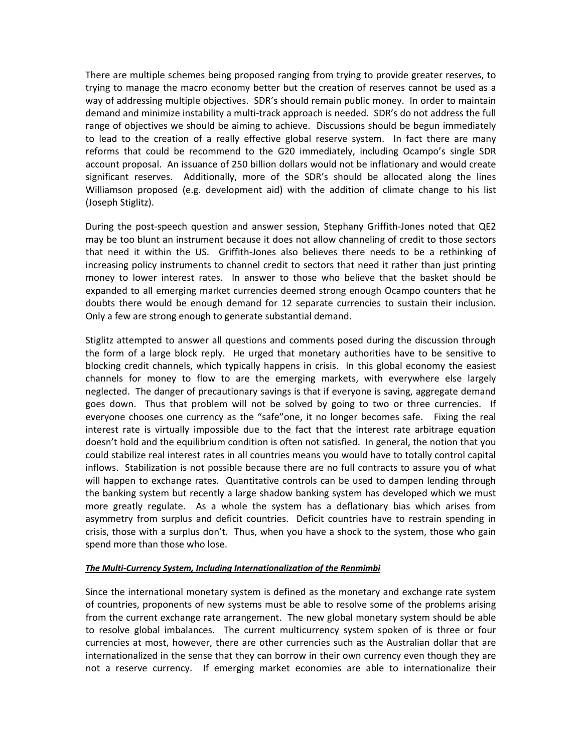There are multiple schemes being proposed ranging from trying to provide greater reserves, to trying to manage the macro economy better but the creation of reserves cannot be used as a way of addressing multiple objectives. SDR's should remain public money. In order to maintain demand and minimize instability a multi-track approach is needed. SDR's do not address the full range of objectives we should be aiming to achieve. Discussions should be begun immediately to lead to the creation of a really effective global reserve system. In fact there are many reforms that could be recommend to the G20 immediately, including Ocampo's single SDR account proposal. An issuance of 250 billion dollars would not be inflationary and would create significant reserves. Additionally, more of the SDR's should be allocated along the lines Williamson proposed (e.g. development aid) with the addition of climate change to his list (Joseph Stiglitz).

During the post-speech question and answer session, Stephany Griffith-Jones noted that QE2 may be too blunt an instrument because it does not allow channeling of credit to those sectors that need it within the US. Griffith-Jones also believes there needs to be a rethinking of increasing policy instruments to channel credit to sectors that need it rather than just printing money to lower interest rates. In answer to those who believe that the basket should be expanded to all emerging market currencies deemed strong enough Ocampo counters that he doubts there would be enough demand for 12 separate currencies to sustain their inclusion. Only a few are strong enough to generate substantial demand.

Stiglitz attempted to answer all questions and comments posed during the discussion through the form of a large block reply. He urged that monetary authorities have to be sensitive to blocking credit channels, which typically happens in crisis. In this global economy the easiest channels for money to flow to are the emerging markets, with everywhere else largely neglected. The danger of precautionary savings is that if everyone is saving, aggregate demand goes down. Thus that problem will not be solved by going to two or three currencies. If everyone chooses one currency as the "safe"one, it no longer becomes safe. Fixing the real interest rate is virtually impossible due to the fact that the interest rate arbitrage equation doesn't hold and the equilibrium condition is often not satisfied. In general, the notion that you could stabilize real interest rates in all countries means you would have to totally control capital inflows. Stabilization is not possible because there are no full contracts to assure you of what will happen to exchange rates. Quantitative controls can be used to dampen lending through the banking system but recently a large shadow banking system has developed which we must more greatly regulate. As a whole the system has a deflationary bias which arises from asymmetry from surplus and deficit countries. Deficit countries have to restrain spending in crisis, those with a surplus don't. Thus, when you have a shock to the system, those who gain spend more than those who lose.

***The Multi-Currency System, Including Internationalization of the Renmimbi***

Since the international monetary system is defined as the monetary and exchange rate system of countries, proponents of new systems must be able to resolve some of the problems arising from the current exchange rate arrangement. The new global monetary system should be able to resolve global imbalances. The current multicurrency system spoken of is three or four currencies at most, however, there are other currencies such as the Australian dollar that are internationalized in the sense that they can borrow in their own currency even though they are not a reserve currency. If emerging market economies are able to internationalize their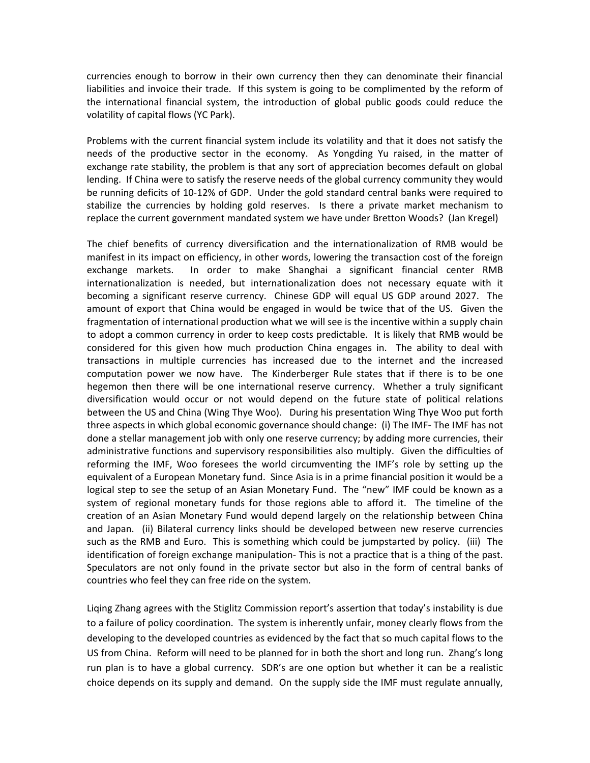currencies enough to borrow in their own currency then they can denominate their financial liabilities and invoice their trade. If this system is going to be complimented by the reform of the international financial system, the introduction of global public goods could reduce the volatility of capital flows (YC Park).

Problems with the current financial system include its volatility and that it does not satisfy the needs of the productive sector in the economy. As Yongding Yu raised, in the matter of exchange rate stability, the problem is that any sort of appreciation becomes default on global lending. If China were to satisfy the reserve needs of the global currency community they would be running deficits of 10-12% of GDP. Under the gold standard central banks were required to stabilize the currencies by holding gold reserves. Is there a private market mechanism to replace the current government mandated system we have under Bretton Woods? (Jan Kregel)

The chief benefits of currency diversification and the internationalization of RMB would be manifest in its impact on efficiency, in other words, lowering the transaction cost of the foreign exchange markets. In order to make Shanghai a significant financial center RMB internationalization is needed, but internationalization does not necessary equate with it becoming a significant reserve currency. Chinese GDP will equal US GDP around 2027. The amount of export that China would be engaged in would be twice that of the US. Given the fragmentation of international production what we will see is the incentive within a supply chain to adopt a common currency in order to keep costs predictable. It is likely that RMB would be considered for this given how much production China engages in. The ability to deal with transactions in multiple currencies has increased due to the internet and the increased computation power we now have. The Kinderberger Rule states that if there is to be one hegemon then there will be one international reserve currency. Whether a truly significant diversification would occur or not would depend on the future state of political relations between the US and China (Wing Thye Woo). During his presentation Wing Thye Woo put forth three aspects in which global economic governance should change: (i) The IMF- The IMF has not done a stellar management job with only one reserve currency; by adding more currencies, their administrative functions and supervisory responsibilities also multiply. Given the difficulties of reforming the IMF, Woo foresees the world circumventing the IMF's role by setting up the equivalent of a European Monetary fund. Since Asia is in a prime financial position it would be a logical step to see the setup of an Asian Monetary Fund. The "new" IMF could be known as a system of regional monetary funds for those regions able to afford it. The timeline of the creation of an Asian Monetary Fund would depend largely on the relationship between China and Japan. (ii) Bilateral currency links should be developed between new reserve currencies such as the RMB and Euro. This is something which could be jumpstarted by policy. (iii) The identification of foreign exchange manipulation- This is not a practice that is a thing of the past. Speculators are not only found in the private sector but also in the form of central banks of countries who feel they can free ride on the system.

Liqing Zhang agrees with the Stiglitz Commission report's assertion that today's instability is due to a failure of policy coordination. The system is inherently unfair, money clearly flows from the developing to the developed countries as evidenced by the fact that so much capital flows to the US from China. Reform will need to be planned for in both the short and long run. Zhang's long run plan is to have a global currency. SDR's are one option but whether it can be a realistic choice depends on its supply and demand. On the supply side the IMF must regulate annually,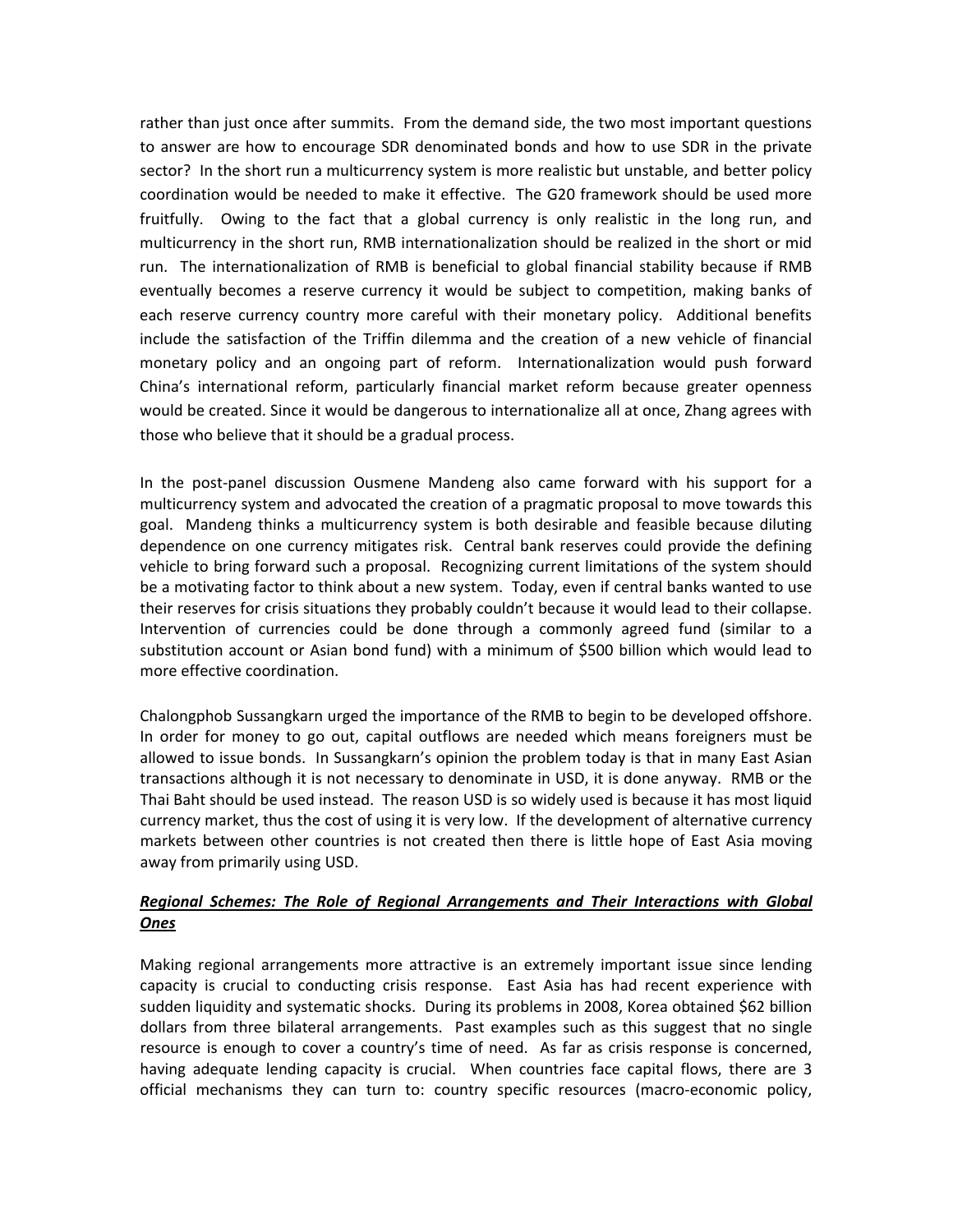rather than just once after summits. From the demand side, the two most important questions to answer are how to encourage SDR denominated bonds and how to use SDR in the private sector? In the short run a multicurrency system is more realistic but unstable, and better policy coordination would be needed to make it effective. The G20 framework should be used more fruitfully. Owing to the fact that a global currency is only realistic in the long run, and multicurrency in the short run, RMB internationalization should be realized in the short or mid run. The internationalization of RMB is beneficial to global financial stability because if RMB eventually becomes a reserve currency it would be subject to competition, making banks of each reserve currency country more careful with their monetary policy. Additional benefits include the satisfaction of the Triffin dilemma and the creation of a new vehicle of financial monetary policy and an ongoing part of reform. Internationalization would push forward China's international reform, particularly financial market reform because greater openness would be created. Since it would be dangerous to internationalize all at once, Zhang agrees with those who believe that it should be a gradual process.

In the post-panel discussion Ousmene Mandeng also came forward with his support for a multicurrency system and advocated the creation of a pragmatic proposal to move towards this goal. Mandeng thinks a multicurrency system is both desirable and feasible because diluting dependence on one currency mitigates risk. Central bank reserves could provide the defining vehicle to bring forward such a proposal. Recognizing current limitations of the system should be a motivating factor to think about a new system. Today, even if central banks wanted to use their reserves for crisis situations they probably couldn't because it would lead to their collapse. Intervention of currencies could be done through a commonly agreed fund (similar to a substitution account or Asian bond fund) with a minimum of $500 billion which would lead to more effective coordination.

Chalongphob Sussangkarn urged the importance of the RMB to begin to be developed offshore. In order for money to go out, capital outflows are needed which means foreigners must be allowed to issue bonds. In Sussangkarn's opinion the problem today is that in many East Asian transactions although it is not necessary to denominate in USD, it is done anyway. RMB or the Thai Baht should be used instead. The reason USD is so widely used is because it has most liquid currency market, thus the cost of using it is very low. If the development of alternative currency markets between other countries is not created then there is little hope of East Asia moving away from primarily using USD.

## ***Regional Schemes: The Role of Regional Arrangements and Their Interactions with Global Ones***

Making regional arrangements more attractive is an extremely important issue since lending capacity is crucial to conducting crisis response. East Asia has had recent experience with sudden liquidity and systematic shocks. During its problems in 2008, Korea obtained $62 billion dollars from three bilateral arrangements. Past examples such as this suggest that no single resource is enough to cover a country's time of need. As far as crisis response is concerned, having adequate lending capacity is crucial. When countries face capital flows, there are 3 official mechanisms they can turn to: country specific resources (macro-economic policy,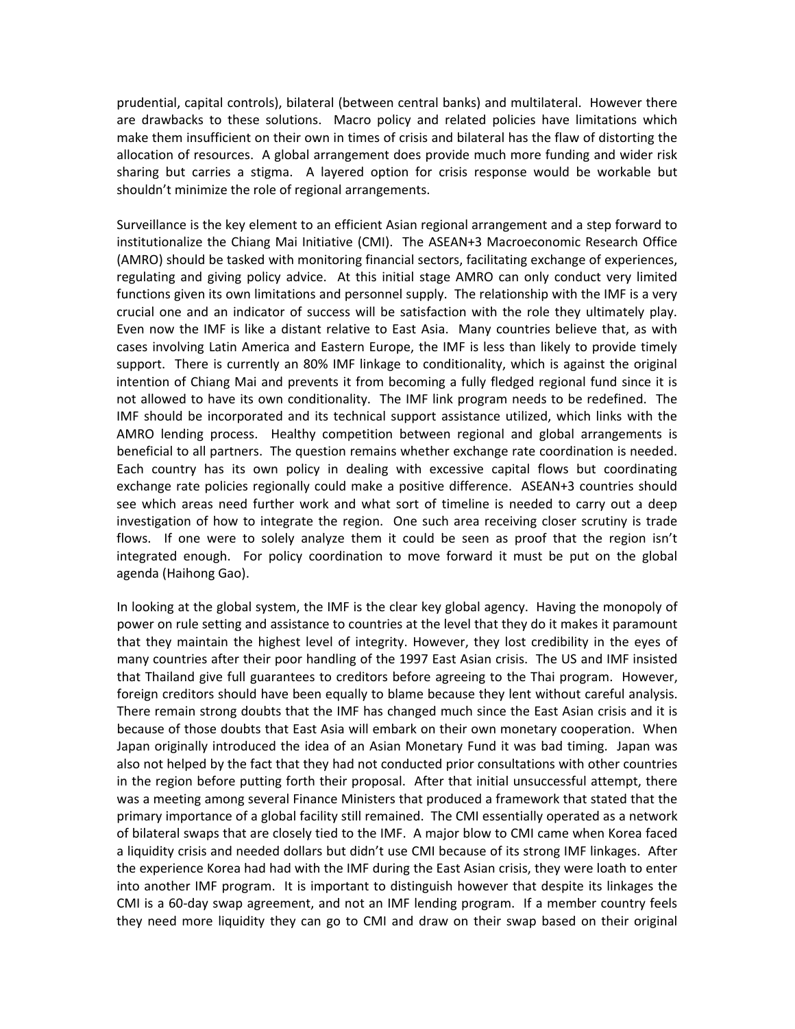prudential, capital controls), bilateral (between central banks) and multilateral. However there are drawbacks to these solutions. Macro policy and related policies have limitations which make them insufficient on their own in times of crisis and bilateral has the flaw of distorting the allocation of resources. A global arrangement does provide much more funding and wider risk sharing but carries a stigma. A layered option for crisis response would be workable but shouldn't minimize the role of regional arrangements.

Surveillance is the key element to an efficient Asian regional arrangement and a step forward to institutionalize the Chiang Mai Initiative (CMI). The ASEAN+3 Macroeconomic Research Office (AMRO) should be tasked with monitoring financial sectors, facilitating exchange of experiences, regulating and giving policy advice. At this initial stage AMRO can only conduct very limited functions given its own limitations and personnel supply. The relationship with the IMF is a very crucial one and an indicator of success will be satisfaction with the role they ultimately play. Even now the IMF is like a distant relative to East Asia. Many countries believe that, as with cases involving Latin America and Eastern Europe, the IMF is less than likely to provide timely support. There is currently an 80% IMF linkage to conditionality, which is against the original intention of Chiang Mai and prevents it from becoming a fully fledged regional fund since it is not allowed to have its own conditionality. The IMF link program needs to be redefined. The IMF should be incorporated and its technical support assistance utilized, which links with the AMRO lending process. Healthy competition between regional and global arrangements is beneficial to all partners. The question remains whether exchange rate coordination is needed. Each country has its own policy in dealing with excessive capital flows but coordinating exchange rate policies regionally could make a positive difference. ASEAN+3 countries should see which areas need further work and what sort of timeline is needed to carry out a deep investigation of how to integrate the region. One such area receiving closer scrutiny is trade flows. If one were to solely analyze them it could be seen as proof that the region isn't integrated enough. For policy coordination to move forward it must be put on the global agenda (Haihong Gao).

In looking at the global system, the IMF is the clear key global agency. Having the monopoly of power on rule setting and assistance to countries at the level that they do it makes it paramount that they maintain the highest level of integrity. However, they lost credibility in the eyes of many countries after their poor handling of the 1997 East Asian crisis. The US and IMF insisted that Thailand give full guarantees to creditors before agreeing to the Thai program. However, foreign creditors should have been equally to blame because they lent without careful analysis. There remain strong doubts that the IMF has changed much since the East Asian crisis and it is because of those doubts that East Asia will embark on their own monetary cooperation. When Japan originally introduced the idea of an Asian Monetary Fund it was bad timing. Japan was also not helped by the fact that they had not conducted prior consultations with other countries in the region before putting forth their proposal. After that initial unsuccessful attempt, there was a meeting among several Finance Ministers that produced a framework that stated that the primary importance of a global facility still remained. The CMI essentially operated as a network of bilateral swaps that are closely tied to the IMF. A major blow to CMI came when Korea faced a liquidity crisis and needed dollars but didn't use CMI because of its strong IMF linkages. After the experience Korea had had with the IMF during the East Asian crisis, they were loath to enter into another IMF program. It is important to distinguish however that despite its linkages the CMI is a 60-day swap agreement, and not an IMF lending program. If a member country feels they need more liquidity they can go to CMI and draw on their swap based on their original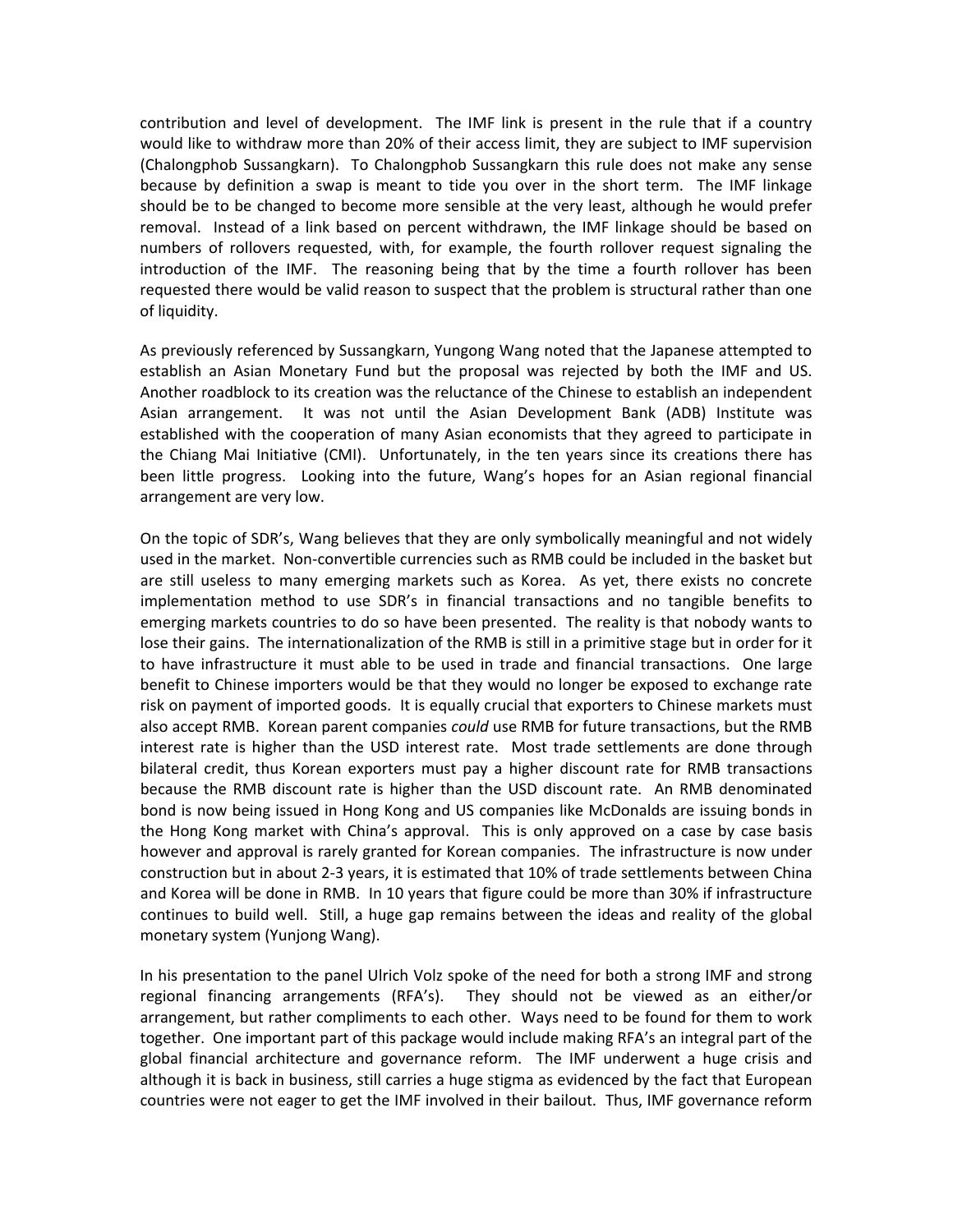contribution and level of development. The IMF link is present in the rule that if a country would like to withdraw more than 20% of their access limit, they are subject to IMF supervision (Chalongphob Sussangkarn). To Chalongphob Sussangkarn this rule does not make any sense because by definition a swap is meant to tide you over in the short term. The IMF linkage should be to be changed to become more sensible at the very least, although he would prefer removal. Instead of a link based on percent withdrawn, the IMF linkage should be based on numbers of rollovers requested, with, for example, the fourth rollover request signaling the introduction of the IMF. The reasoning being that by the time a fourth rollover has been requested there would be valid reason to suspect that the problem is structural rather than one of liquidity.

As previously referenced by Sussangkarn, Yungong Wang noted that the Japanese attempted to establish an Asian Monetary Fund but the proposal was rejected by both the IMF and US. Another roadblock to its creation was the reluctance of the Chinese to establish an independent Asian arrangement. It was not until the Asian Development Bank (ADB) Institute was established with the cooperation of many Asian economists that they agreed to participate in the Chiang Mai Initiative (CMI). Unfortunately, in the ten years since its creations there has been little progress. Looking into the future, Wang's hopes for an Asian regional financial arrangement are very low.

On the topic of SDR's, Wang believes that they are only symbolically meaningful and not widely used in the market. Non-convertible currencies such as RMB could be included in the basket but are still useless to many emerging markets such as Korea. As yet, there exists no concrete implementation method to use SDR's in financial transactions and no tangible benefits to emerging markets countries to do so have been presented. The reality is that nobody wants to lose their gains. The internationalization of the RMB is still in a primitive stage but in order for it to have infrastructure it must able to be used in trade and financial transactions. One large benefit to Chinese importers would be that they would no longer be exposed to exchange rate risk on payment of imported goods. It is equally crucial that exporters to Chinese markets must also accept RMB. Korean parent companies *could* use RMB for future transactions, but the RMB interest rate is higher than the USD interest rate. Most trade settlements are done through bilateral credit, thus Korean exporters must pay a higher discount rate for RMB transactions because the RMB discount rate is higher than the USD discount rate. An RMB denominated bond is now being issued in Hong Kong and US companies like McDonalds are issuing bonds in the Hong Kong market with China's approval. This is only approved on a case by case basis however and approval is rarely granted for Korean companies. The infrastructure is now under construction but in about 2-3 years, it is estimated that 10% of trade settlements between China and Korea will be done in RMB. In 10 years that figure could be more than 30% if infrastructure continues to build well. Still, a huge gap remains between the ideas and reality of the global monetary system (Yunjong Wang).

In his presentation to the panel Ulrich Volz spoke of the need for both a strong IMF and strong regional financing arrangements (RFA's). They should not be viewed as an either/or arrangement, but rather compliments to each other. Ways need to be found for them to work together. One important part of this package would include making RFA's an integral part of the global financial architecture and governance reform. The IMF underwent a huge crisis and although it is back in business, still carries a huge stigma as evidenced by the fact that European countries were not eager to get the IMF involved in their bailout. Thus, IMF governance reform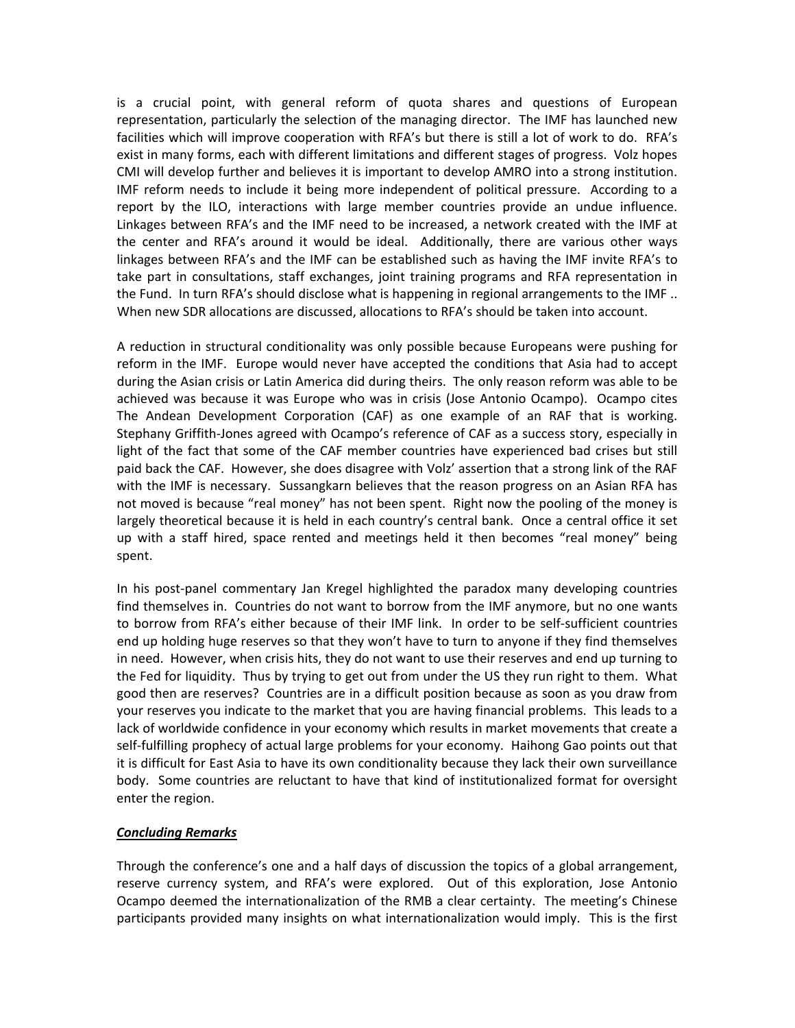is a crucial point, with general reform of quota shares and questions of European representation, particularly the selection of the managing director. The IMF has launched new facilities which will improve cooperation with RFA's but there is still a lot of work to do. RFA's exist in many forms, each with different limitations and different stages of progress. Volz hopes CMI will develop further and believes it is important to develop AMRO into a strong institution. IMF reform needs to include it being more independent of political pressure. According to a report by the ILO, interactions with large member countries provide an undue influence. Linkages between RFA's and the IMF need to be increased, a network created with the IMF at the center and RFA's around it would be ideal. Additionally, there are various other ways linkages between RFA's and the IMF can be established such as having the IMF invite RFA's to take part in consultations, staff exchanges, joint training programs and RFA representation in the Fund. In turn RFA's should disclose what is happening in regional arrangements to the IMF .. When new SDR allocations are discussed, allocations to RFA's should be taken into account.

A reduction in structural conditionality was only possible because Europeans were pushing for reform in the IMF. Europe would never have accepted the conditions that Asia had to accept during the Asian crisis or Latin America did during theirs. The only reason reform was able to be achieved was because it was Europe who was in crisis (Jose Antonio Ocampo). Ocampo cites The Andean Development Corporation (CAF) as one example of an RAF that is working. Stephany Griffith-Jones agreed with Ocampo's reference of CAF as a success story, especially in light of the fact that some of the CAF member countries have experienced bad crises but still paid back the CAF. However, she does disagree with Volz' assertion that a strong link of the RAF with the IMF is necessary. Sussangkarn believes that the reason progress on an Asian RFA has not moved is because "real money" has not been spent. Right now the pooling of the money is largely theoretical because it is held in each country's central bank. Once a central office it set up with a staff hired, space rented and meetings held it then becomes "real money" being spent.

In his post-panel commentary Jan Kregel highlighted the paradox many developing countries find themselves in. Countries do not want to borrow from the IMF anymore, but no one wants to borrow from RFA's either because of their IMF link. In order to be self-sufficient countries end up holding huge reserves so that they won't have to turn to anyone if they find themselves in need. However, when crisis hits, they do not want to use their reserves and end up turning to the Fed for liquidity. Thus by trying to get out from under the US they run right to them. What good then are reserves? Countries are in a difficult position because as soon as you draw from your reserves you indicate to the market that you are having financial problems. This leads to a lack of worldwide confidence in your economy which results in market movements that create a self-fulfilling prophecy of actual large problems for your economy. Haihong Gao points out that it is difficult for East Asia to have its own conditionality because they lack their own surveillance body. Some countries are reluctant to have that kind of institutionalized format for oversight enter the region.

## ***Concluding Remarks***

Through the conference's one and a half days of discussion the topics of a global arrangement, reserve currency system, and RFA's were explored. Out of this exploration, Jose Antonio Ocampo deemed the internationalization of the RMB a clear certainty. The meeting's Chinese participants provided many insights on what internationalization would imply. This is the first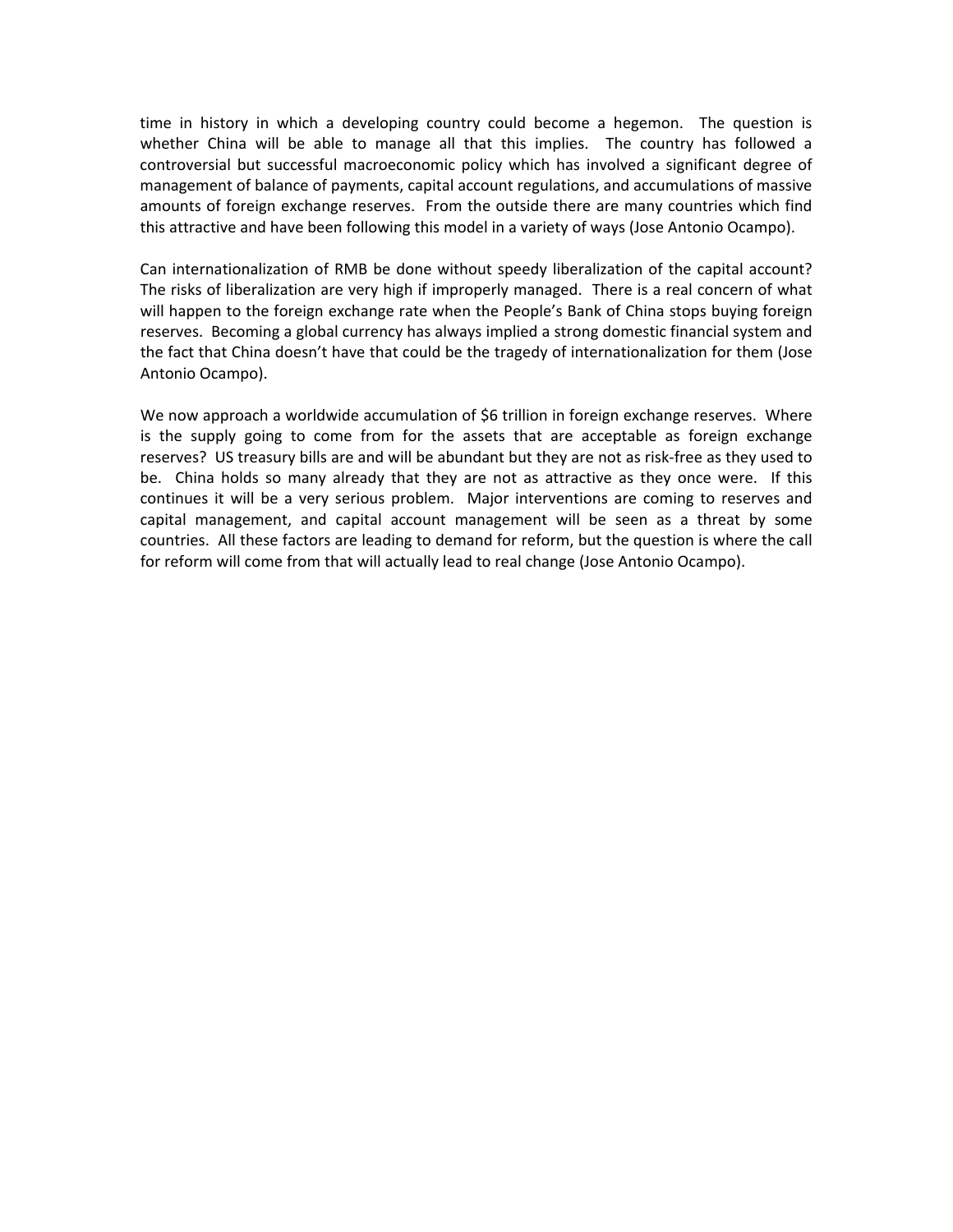time in history in which a developing country could become a hegemon. The question is whether China will be able to manage all that this implies. The country has followed a controversial but successful macroeconomic policy which has involved a significant degree of management of balance of payments, capital account regulations, and accumulations of massive amounts of foreign exchange reserves. From the outside there are many countries which find this attractive and have been following this model in a variety of ways (Jose Antonio Ocampo).

Can internationalization of RMB be done without speedy liberalization of the capital account? The risks of liberalization are very high if improperly managed. There is a real concern of what will happen to the foreign exchange rate when the People's Bank of China stops buying foreign reserves. Becoming a global currency has always implied a strong domestic financial system and the fact that China doesn't have that could be the tragedy of internationalization for them (Jose Antonio Ocampo).

We now approach a worldwide accumulation of $6 trillion in foreign exchange reserves. Where is the supply going to come from for the assets that are acceptable as foreign exchange reserves? US treasury bills are and will be abundant but they are not as risk-free as they used to be. China holds so many already that they are not as attractive as they once were. If this continues it will be a very serious problem. Major interventions are coming to reserves and capital management, and capital account management will be seen as a threat by some countries. All these factors are leading to demand for reform, but the question is where the call for reform will come from that will actually lead to real change (Jose Antonio Ocampo).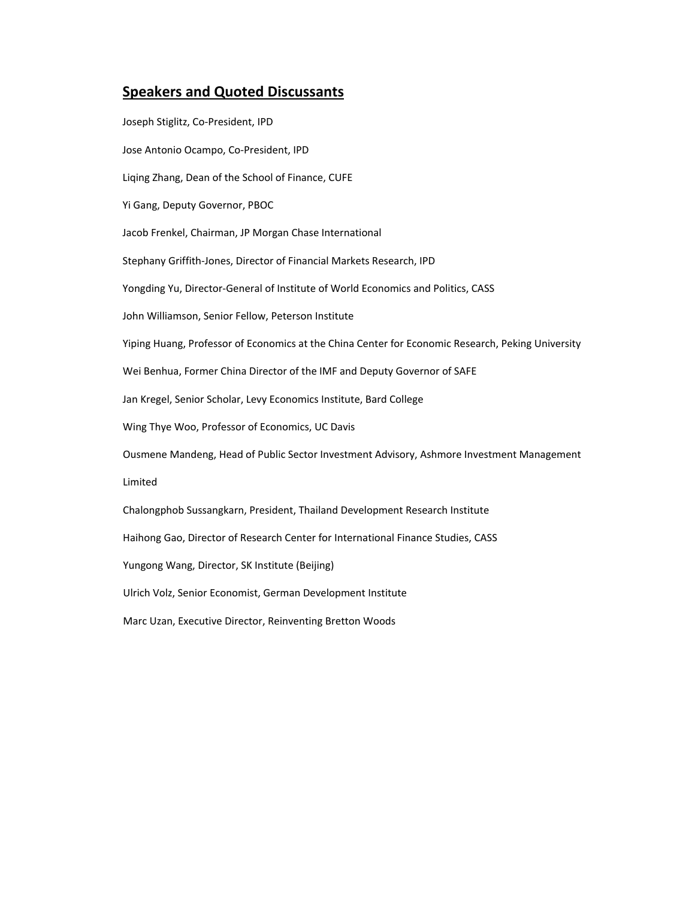## Speakers and Quoted Discussants

Joseph Stiglitz, Co-President, IPD

Jose Antonio Ocampo, Co-President, IPD

Liqing Zhang, Dean of the School of Finance, CUFE

Yi Gang, Deputy Governor, PBOC

Jacob Frenkel, Chairman, JP Morgan Chase International

Stephany Griffith-Jones, Director of Financial Markets Research, IPD

Yongding Yu, Director-General of Institute of World Economics and Politics, CASS

John Williamson, Senior Fellow, Peterson Institute

Yiping Huang, Professor of Economics at the China Center for Economic Research, Peking University

Wei Benhua, Former China Director of the IMF and Deputy Governor of SAFE

Jan Kregel, Senior Scholar, Levy Economics Institute, Bard College

Wing Thye Woo, Professor of Economics, UC Davis

Ousmene Mandeng, Head of Public Sector Investment Advisory, Ashmore Investment Management Limited

Chalongphob Sussangkarn, President, Thailand Development Research Institute

Haihong Gao, Director of Research Center for International Finance Studies, CASS

Yungong Wang, Director, SK Institute (Beijing)

Ulrich Volz, Senior Economist, German Development Institute

Marc Uzan, Executive Director, Reinventing Bretton Woods